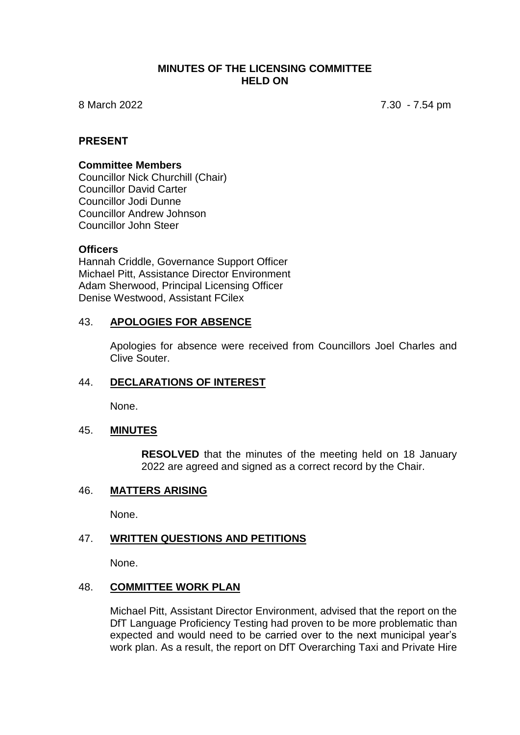# MINUTES OF THE LICENSING COMMITTEE HELD ON

8 March 2022 7.30 - 7.54 pm

## PRESENT

### Committee Members

Councillor Nick Churchill (Chair)
Councillor David Carter
Councillor Jodi Dunne
Councillor Andrew Johnson
Councillor John Steer

### Officers

Hannah Criddle, Governance Support Officer
Michael Pitt, Assistance Director Environment
Adam Sherwood, Principal Licensing Officer
Denise Westwood, Assistant FCilex

## 43. APOLOGIES FOR ABSENCE

Apologies for absence were received from Councillors Joel Charles and Clive Souter.

## 44. DECLARATIONS OF INTEREST

None.

## 45. MINUTES

**RESOLVED** that the minutes of the meeting held on 18 January 2022 are agreed and signed as a correct record by the Chair.

## 46. MATTERS ARISING

None.

## 47. WRITTEN QUESTIONS AND PETITIONS

None.

## 48. COMMITTEE WORK PLAN

Michael Pitt, Assistant Director Environment, advised that the report on the DfT Language Proficiency Testing had proven to be more problematic than expected and would need to be carried over to the next municipal year's work plan. As a result, the report on DfT Overarching Taxi and Private Hire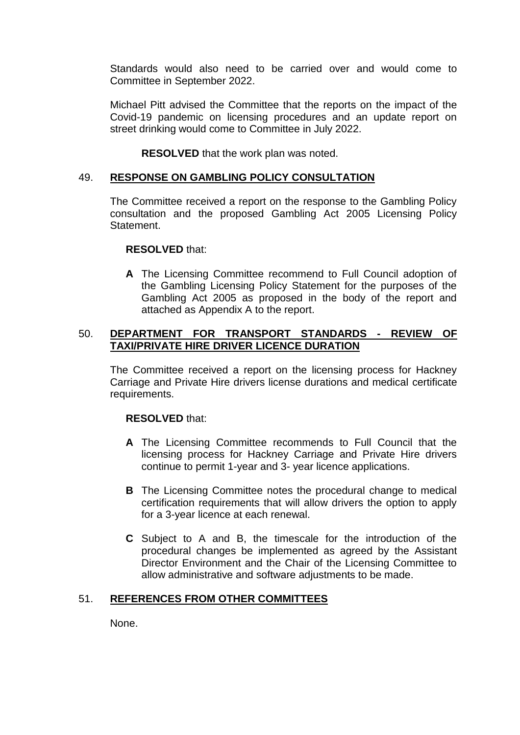Standards would also need to be carried over and would come to Committee in September 2022.

Michael Pitt advised the Committee that the reports on the impact of the Covid-19 pandemic on licensing procedures and an update report on street drinking would come to Committee in July 2022.

**RESOLVED** that the work plan was noted.

## 49. RESPONSE ON GAMBLING POLICY CONSULTATION

The Committee received a report on the response to the Gambling Policy consultation and the proposed Gambling Act 2005 Licensing Policy Statement.

**RESOLVED** that:

**A** The Licensing Committee recommend to Full Council adoption of the Gambling Licensing Policy Statement for the purposes of the Gambling Act 2005 as proposed in the body of the report and attached as Appendix A to the report.

## 50. DEPARTMENT FOR TRANSPORT STANDARDS - REVIEW OF TAXI/PRIVATE HIRE DRIVER LICENCE DURATION

The Committee received a report on the licensing process for Hackney Carriage and Private Hire drivers license durations and medical certificate requirements.

**RESOLVED** that:

**A** The Licensing Committee recommends to Full Council that the licensing process for Hackney Carriage and Private Hire drivers continue to permit 1-year and 3- year licence applications.

**B** The Licensing Committee notes the procedural change to medical certification requirements that will allow drivers the option to apply for a 3-year licence at each renewal.

**C** Subject to A and B, the timescale for the introduction of the procedural changes be implemented as agreed by the Assistant Director Environment and the Chair of the Licensing Committee to allow administrative and software adjustments to be made.

## 51. REFERENCES FROM OTHER COMMITTEES

None.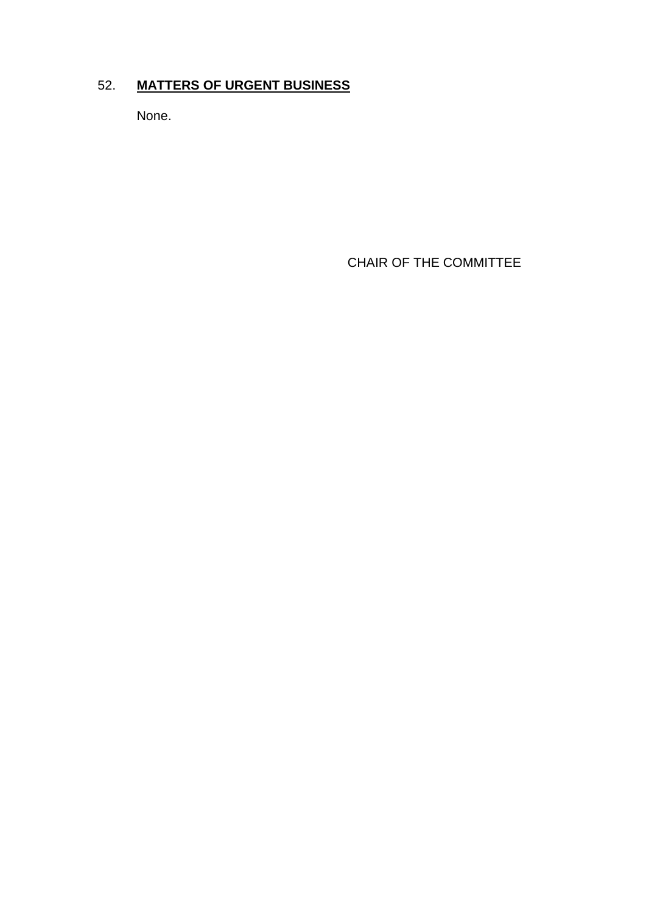## 52. **MATTERS OF URGENT BUSINESS**

None.

CHAIR OF THE COMMITTEE